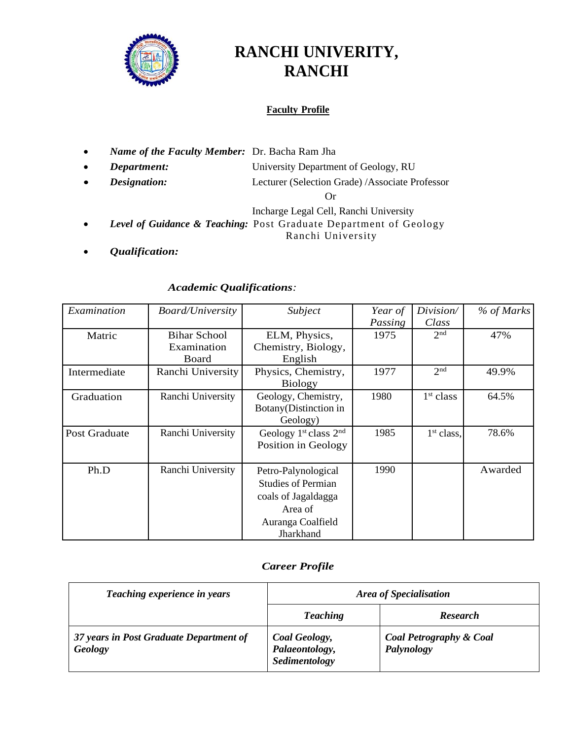# RANCHI UNIVERITY, RANCHI

**Faculty Profile**

- ***Name of the Faculty Member:*** Dr. Bacha Ram Jha
- ***Department:*** University Department of Geology, RU
- ***Designation:*** Lecturer (Selection Grade) /Associate Professor

  Or

  Incharge Legal Cell, Ranchi University
- ***Level of Guidance & Teaching:*** Post Graduate Department of Geology Ranchi University
- ***Qualification:***

### *Academic Qualifications:*

| *Examination* | *Board/University* | *Subject* | *Year of Passing* | *Division/ Class* | *% of Marks* |
|---|---|---|---|---|---|
| Matric | Bihar School Examination Board | ELM, Physics, Chemistry, Biology, English | 1975 | 2nd | 47% |
| Intermediate | Ranchi University | Physics, Chemistry, Biology | 1977 | 2nd | 49.9% |
| Graduation | Ranchi University | Geology, Chemistry, Botany(Distinction in Geology) | 1980 | 1st class | 64.5% |
| Post Graduate | Ranchi University | Geology 1st class 2nd Position in Geology | 1985 | 1st class, | 78.6% |
| Ph.D | Ranchi University | Petro-Palynological Studies of Permian coals of Jagaldagga Area of Auranga Coalfield Jharkhand | 1990 | | Awarded |

### *Career Profile*

| ***Teaching experience in years*** | ***Area of Specialisation*** | |
|---|---|---|
| | ***Teaching*** | ***Research*** |
| ***37 years in Post Graduate Department of Geology*** | ***Coal Geology, Palaeontology, Sedimentology*** | ***Coal Petrography & Coal Palynology*** |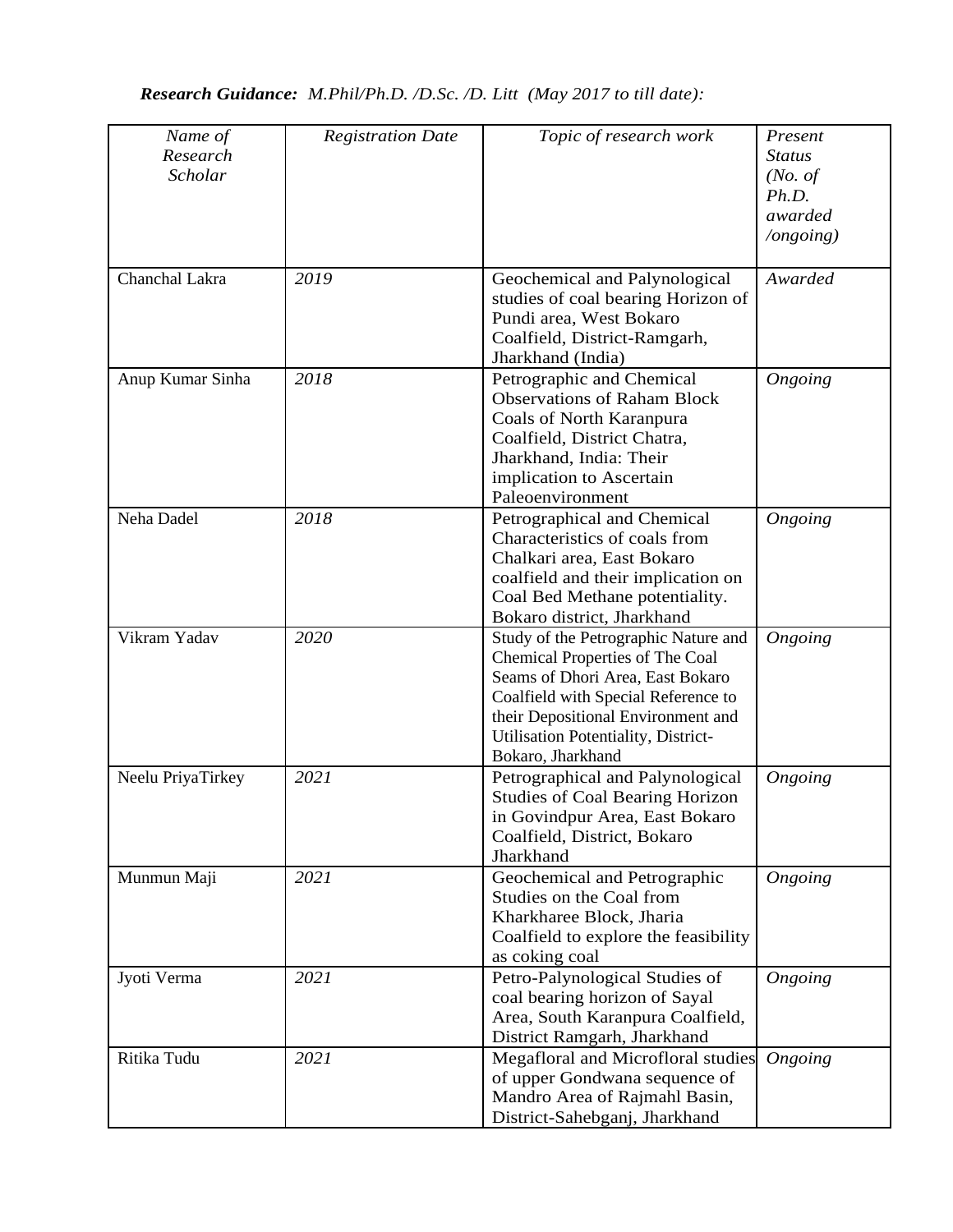***Research Guidance:*** *M.Phil/Ph.D. /D.Sc. /D. Litt (May 2017 to till date):*

| *Name of Research Scholar* | *Registration Date* | *Topic of research work* | *Present Status (No. of Ph.D. awarded /ongoing)* |
|---|---|---|---|
| Chanchal Lakra | *2019* | Geochemical and Palynological studies of coal bearing Horizon of Pundi area, West Bokaro Coalfield, District-Ramgarh, Jharkhand (India) | *Awarded* |
| Anup Kumar Sinha | *2018* | Petrographic and Chemical Observations of Raham Block Coals of North Karanpura Coalfield, District Chatra, Jharkhand, India: Their implication to Ascertain Paleoenvironment | *Ongoing* |
| Neha Dadel | *2018* | Petrographical and Chemical Characteristics of coals from Chalkari area, East Bokaro coalfield and their implication on Coal Bed Methane potentiality. Bokaro district, Jharkhand | *Ongoing* |
| Vikram Yadav | *2020* | Study of the Petrographic Nature and Chemical Properties of The Coal Seams of Dhori Area, East Bokaro Coalfield with Special Reference to their Depositional Environment and Utilisation Potentiality, District-Bokaro, Jharkhand | *Ongoing* |
| Neelu PriyaTirkey | *2021* | Petrographical and Palynological Studies of Coal Bearing Horizon in Govindpur Area, East Bokaro Coalfield, District, Bokaro Jharkhand | *Ongoing* |
| Munmun Maji | *2021* | Geochemical and Petrographic Studies on the Coal from Kharkharee Block, Jharia Coalfield to explore the feasibility as coking coal | *Ongoing* |
| Jyoti Verma | *2021* | Petro-Palynological Studies of coal bearing horizon of Sayal Area, South Karanpura Coalfield, District Ramgarh, Jharkhand | *Ongoing* |
| Ritika Tudu | *2021* | Megafloral and Microfloral studies of upper Gondwana sequence of Mandro Area of Rajmahl Basin, District-Sahebganj, Jharkhand | *Ongoing* |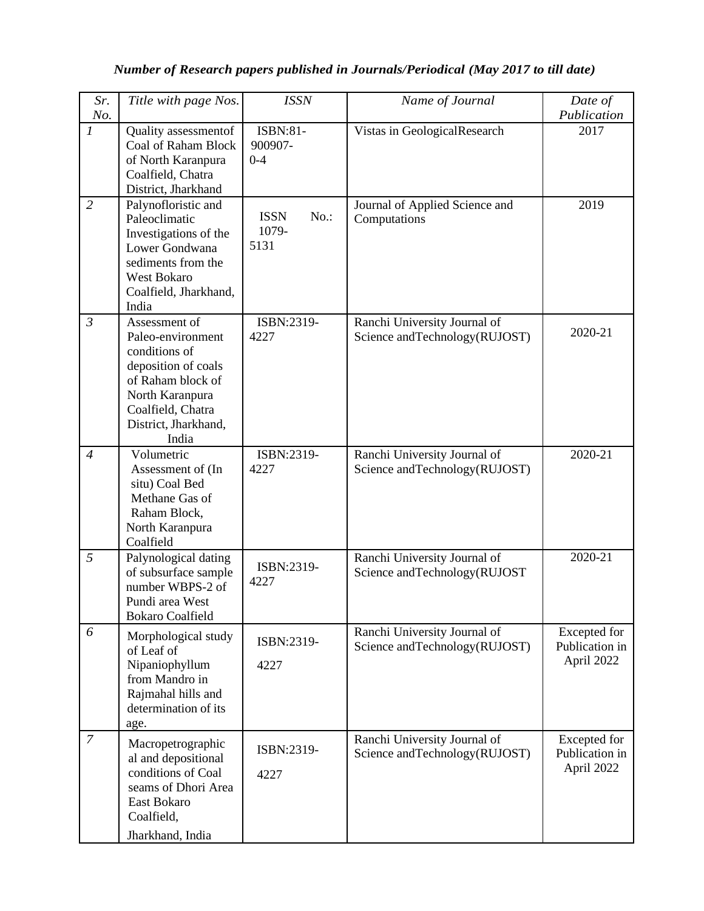*Number of Research papers published in Journals/Periodical (May 2017 to till date)*

| *Sr. No.* | *Title with page Nos.* | *ISSN* | *Name of Journal* | *Date of Publication* |
|---|---|---|---|---|
| *1* | Quality assessmentof Coal of Raham Block of North Karanpura Coalfield, Chatra District, Jharkhand | ISBN:81-900907-0-4 | Vistas in GeologicalResearch | 2017 |
| *2* | Palynofloristic and Paleoclimatic Investigations of the Lower Gondwana sediments from the West Bokaro Coalfield, Jharkhand, India | ISSN No.: 1079-5131 | Journal of Applied Science and Computations | 2019 |
| *3* | Assessment of Paleo-environment conditions of deposition of coals of Raham block of North Karanpura Coalfield, Chatra District, Jharkhand, India | ISBN:2319-4227 | Ranchi University Journal of Science andTechnology(RUJOST) | 2020-21 |
| *4* | Volumetric Assessment of (In situ) Coal Bed Methane Gas of Raham Block, North Karanpura Coalfield | ISBN:2319-4227 | Ranchi University Journal of Science andTechnology(RUJOST) | 2020-21 |
| *5* | Palynological dating of subsurface sample number WBPS-2 of Pundi area West Bokaro Coalfield | ISBN:2319-4227 | Ranchi University Journal of Science andTechnology(RUJOST | 2020-21 |
| *6* | Morphological study of Leaf of Nipaniophyllum from Mandro in Rajmahal hills and determination of its age. | ISBN:2319-4227 | Ranchi University Journal of Science andTechnology(RUJOST) | Excepted for Publication in April 2022 |
| *7* | Macropetrographic al and depositional conditions of Coal seams of Dhori Area East Bokaro Coalfield, Jharkhand, India | ISBN:2319-4227 | Ranchi University Journal of Science andTechnology(RUJOST) | Excepted for Publication in April 2022 |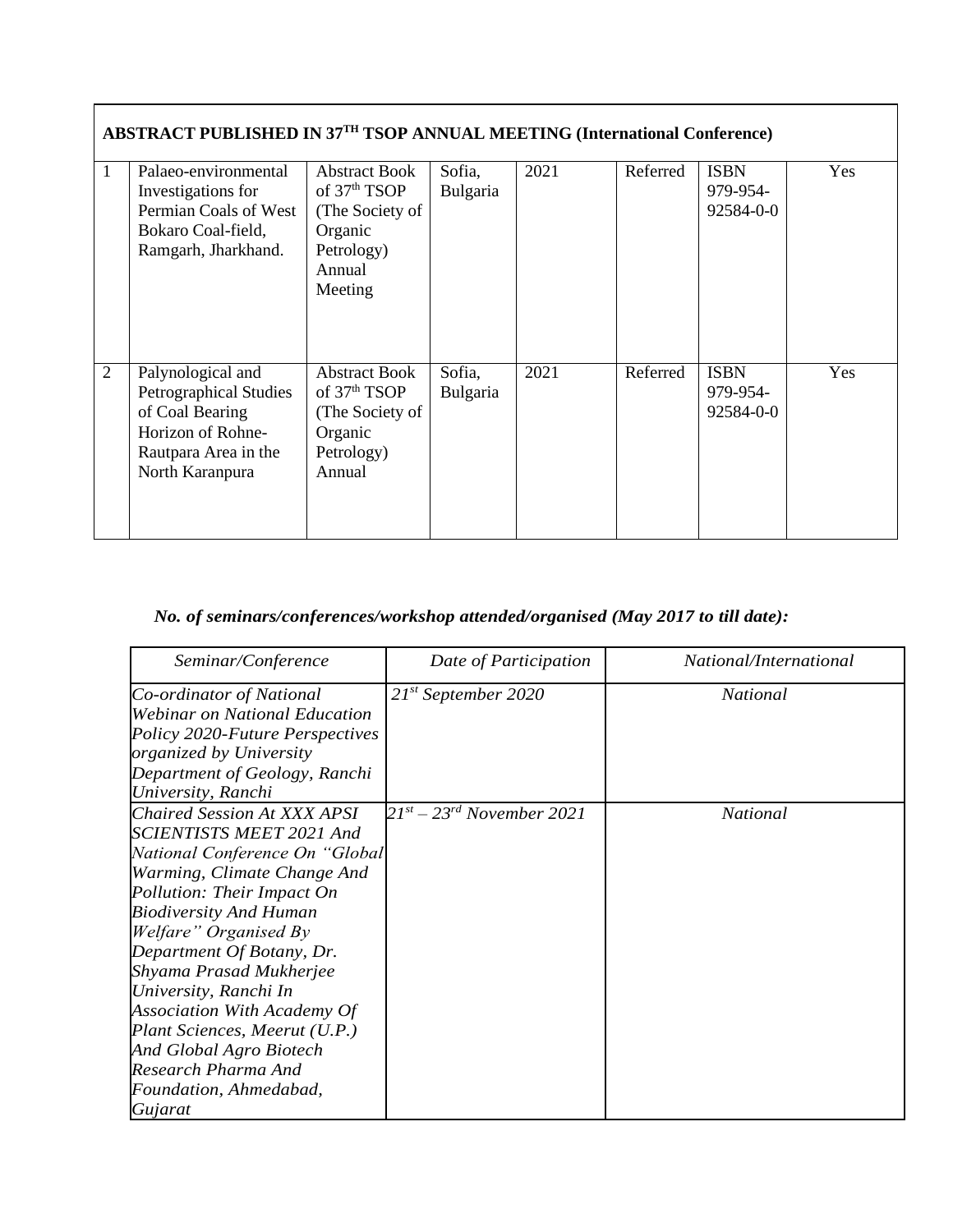| ABSTRACT PUBLISHED IN 37TH TSOP ANNUAL MEETING (International Conference) | | | | | | | |
|---|---|---|---|---|---|---|---|
| 1 | Palaeo-environmental Investigations for Permian Coals of West Bokaro Coal-field, Ramgarh, Jharkhand. | Abstract Book of 37th TSOP (The Society of Organic Petrology) Annual Meeting | Sofia, Bulgaria | 2021 | Referred | ISBN 979-954-92584-0-0 | Yes |
| 2 | Palynological and Petrographical Studies of Coal Bearing Horizon of Rohne-Rautpara Area in the North Karanpura | Abstract Book of 37th TSOP (The Society of Organic Petrology) Annual | Sofia, Bulgaria | 2021 | Referred | ISBN 979-954-92584-0-0 | Yes |

***No. of seminars/conferences/workshop attended/organised (May 2017 to till date):***

| *Seminar/Conference* | *Date of Participation* | *National/International* |
|---|---|---|
| *Co-ordinator of National Webinar on National Education Policy 2020-Future Perspectives organized by University Department of Geology, Ranchi University, Ranchi* | *21st September 2020* | *National* |
| *Chaired Session At XXX APSI SCIENTISTS MEET 2021 And National Conference On "Global Warming, Climate Change And Pollution: Their Impact On Biodiversity And Human Welfare" Organised By Department Of Botany, Dr. Shyama Prasad Mukherjee University, Ranchi In Association With Academy Of Plant Sciences, Meerut (U.P.) And Global Agro Biotech Research Pharma And Foundation, Ahmedabad, Gujarat* | *21st – 23rd November 2021* | *National* |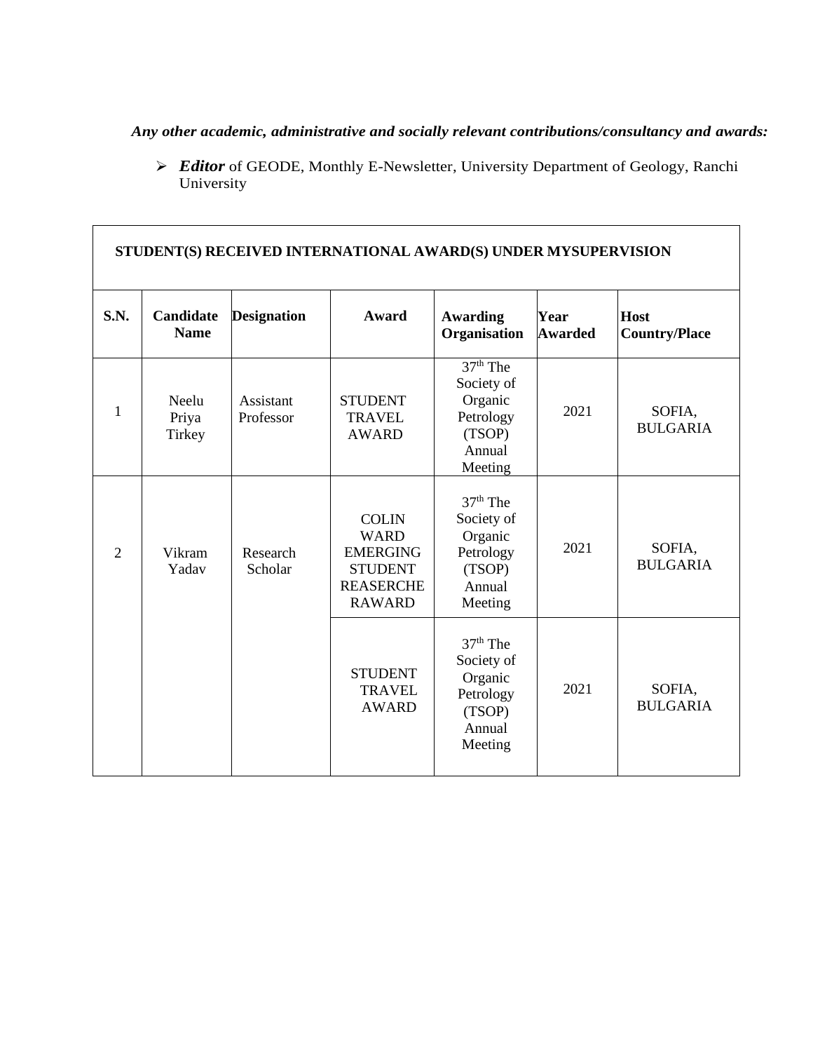***Any other academic, administrative and socially relevant contributions/consultancy and awards:***

- ***Editor*** of GEODE, Monthly E-Newsletter, University Department of Geology, Ranchi University

**STUDENT(S) RECEIVED INTERNATIONAL AWARD(S) UNDER MYSUPERVISION**

| S.N. | Candidate Name | Designation | Award | Awarding Organisation | Year Awarded | Host Country/Place |
|---|---|---|---|---|---|---|
| 1 | Neelu Priya Tirkey | Assistant Professor | STUDENT TRAVEL AWARD | 37th The Society of Organic Petrology (TSOP) Annual Meeting | 2021 | SOFIA, BULGARIA |
| 2 | Vikram Yadav | Research Scholar | COLIN WARD EMERGING STUDENT REASERCHE RAWARD | 37th The Society of Organic Petrology (TSOP) Annual Meeting | 2021 | SOFIA, BULGARIA |
| | | | STUDENT TRAVEL AWARD | 37th The Society of Organic Petrology (TSOP) Annual Meeting | 2021 | SOFIA, BULGARIA |